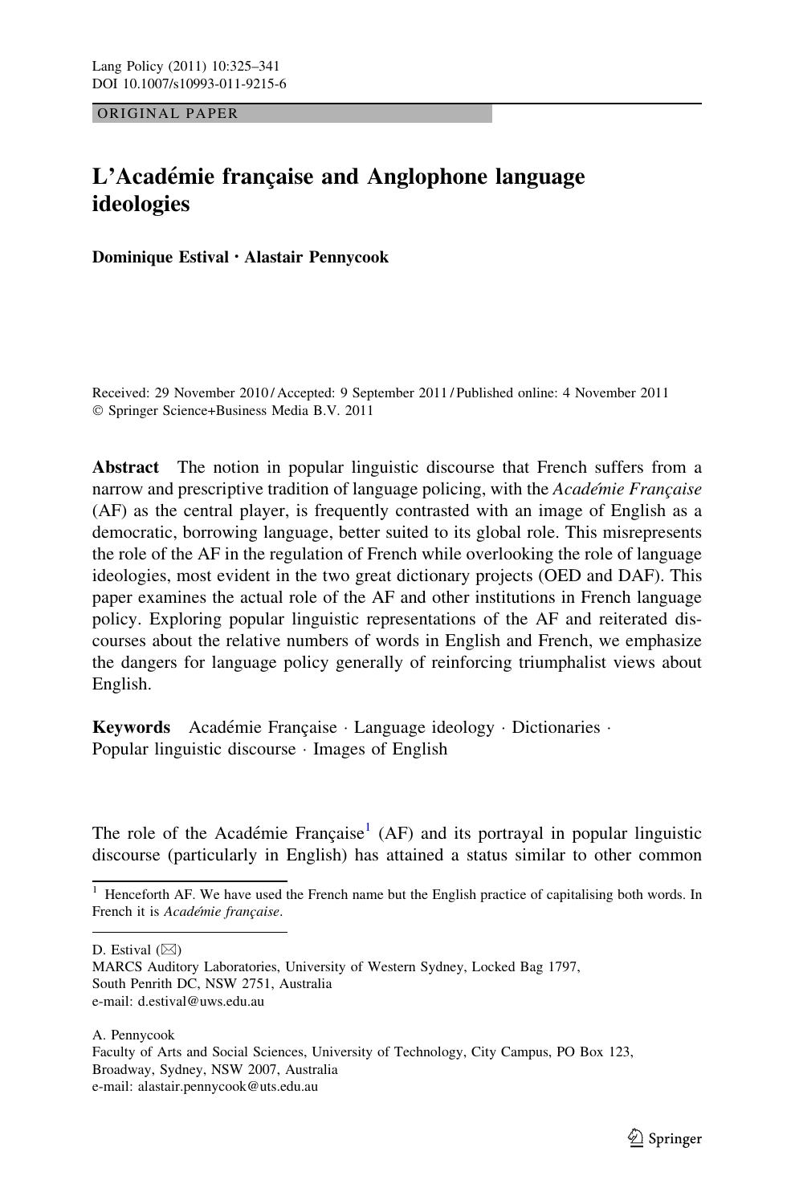ORIGINAL PAPER

# L'Académie française and Anglophone language ideologies

**Dominique Estival · Alastair Pennycook**

Received: 29 November 2010 / Accepted: 9 September 2011 / Published online: 4 November 2011
© Springer Science+Business Media B.V. 2011

**Abstract** The notion in popular linguistic discourse that French suffers from a narrow and prescriptive tradition of language policing, with the *Académie Française* (AF) as the central player, is frequently contrasted with an image of English as a democratic, borrowing language, better suited to its global role. This misrepresents the role of the AF in the regulation of French while overlooking the role of language ideologies, most evident in the two great dictionary projects (OED and DAF). This paper examines the actual role of the AF and other institutions in French language policy. Exploring popular linguistic representations of the AF and reiterated discourses about the relative numbers of words in English and French, we emphasize the dangers for language policy generally of reinforcing triumphalist views about English.

**Keywords** Académie Française · Language ideology · Dictionaries · Popular linguistic discourse · Images of English

The role of the Académie Française[1] (AF) and its portrayal in popular linguistic discourse (particularly in English) has attained a status similar to other common

[1] Henceforth AF. We have used the French name but the English practice of capitalising both words. In French it is *Académie française*.

D. Estival (✉)
MARCS Auditory Laboratories, University of Western Sydney, Locked Bag 1797, South Penrith DC, NSW 2751, Australia
e-mail: d.estival@uws.edu.au

A. Pennycook
Faculty of Arts and Social Sciences, University of Technology, City Campus, PO Box 123, Broadway, Sydney, NSW 2007, Australia
e-mail: alastair.pennycook@uts.edu.au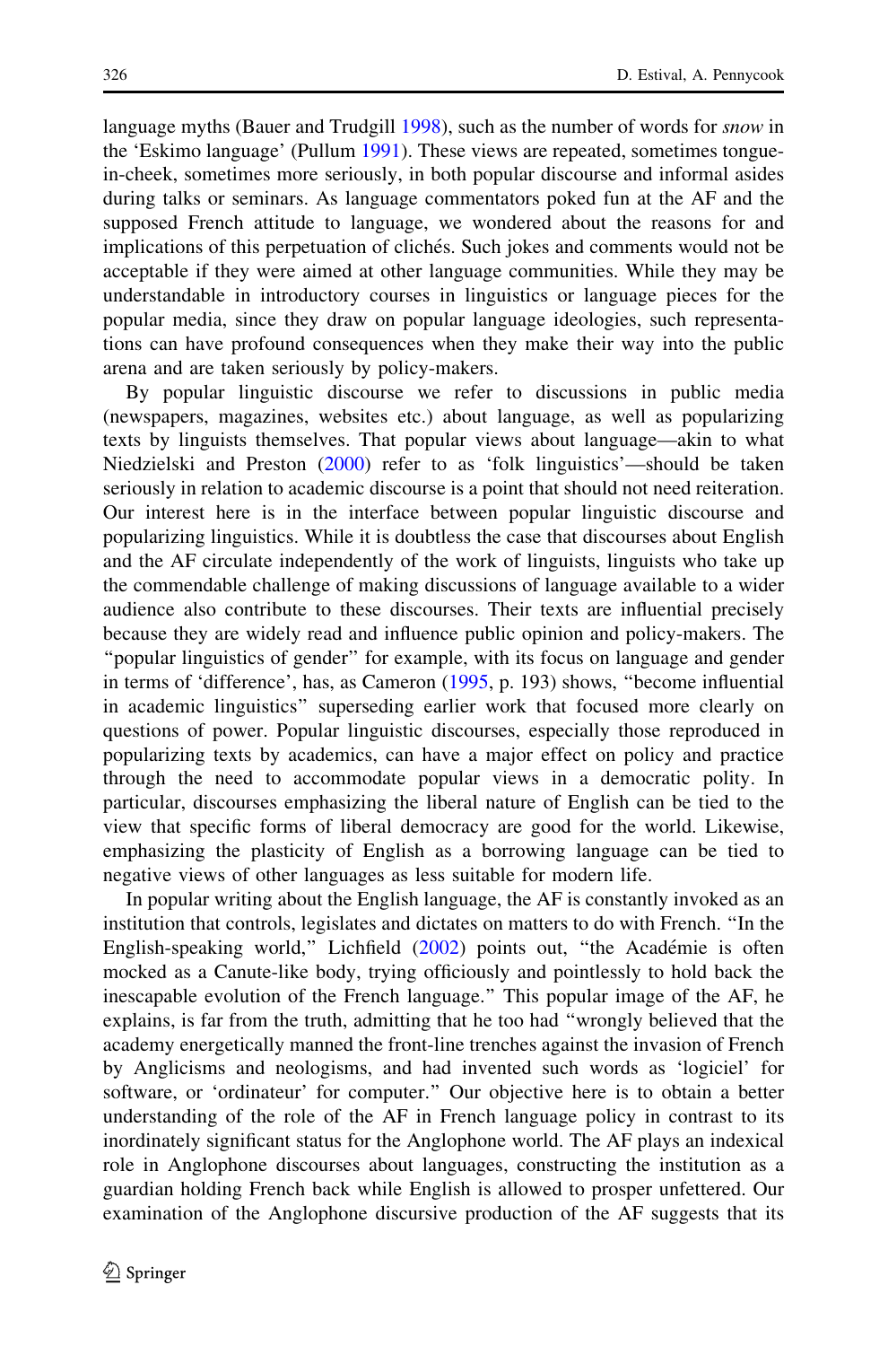language myths (Bauer and Trudgill 1998), such as the number of words for *snow* in the 'Eskimo language' (Pullum 1991). These views are repeated, sometimes tongue-in-cheek, sometimes more seriously, in both popular discourse and informal asides during talks or seminars. As language commentators poked fun at the AF and the supposed French attitude to language, we wondered about the reasons for and implications of this perpetuation of clichés. Such jokes and comments would not be acceptable if they were aimed at other language communities. While they may be understandable in introductory courses in linguistics or language pieces for the popular media, since they draw on popular language ideologies, such representations can have profound consequences when they make their way into the public arena and are taken seriously by policy-makers.

By popular linguistic discourse we refer to discussions in public media (newspapers, magazines, websites etc.) about language, as well as popularizing texts by linguists themselves. That popular views about language—akin to what Niedzielski and Preston (2000) refer to as 'folk linguistics'—should be taken seriously in relation to academic discourse is a point that should not need reiteration. Our interest here is in the interface between popular linguistic discourse and popularizing linguistics. While it is doubtless the case that discourses about English and the AF circulate independently of the work of linguists, linguists who take up the commendable challenge of making discussions of language available to a wider audience also contribute to these discourses. Their texts are influential precisely because they are widely read and influence public opinion and policy-makers. The "popular linguistics of gender" for example, with its focus on language and gender in terms of 'difference', has, as Cameron (1995, p. 193) shows, "become influential in academic linguistics" superseding earlier work that focused more clearly on questions of power. Popular linguistic discourses, especially those reproduced in popularizing texts by academics, can have a major effect on policy and practice through the need to accommodate popular views in a democratic polity. In particular, discourses emphasizing the liberal nature of English can be tied to the view that specific forms of liberal democracy are good for the world. Likewise, emphasizing the plasticity of English as a borrowing language can be tied to negative views of other languages as less suitable for modern life.

In popular writing about the English language, the AF is constantly invoked as an institution that controls, legislates and dictates on matters to do with French. "In the English-speaking world," Lichfield (2002) points out, "the Académie is often mocked as a Canute-like body, trying officiously and pointlessly to hold back the inescapable evolution of the French language." This popular image of the AF, he explains, is far from the truth, admitting that he too had "wrongly believed that the academy energetically manned the front-line trenches against the invasion of French by Anglicisms and neologisms, and had invented such words as 'logiciel' for software, or 'ordinateur' for computer." Our objective here is to obtain a better understanding of the role of the AF in French language policy in contrast to its inordinately significant status for the Anglophone world. The AF plays an indexical role in Anglophone discourses about languages, constructing the institution as a guardian holding French back while English is allowed to prosper unfettered. Our examination of the Anglophone discursive production of the AF suggests that its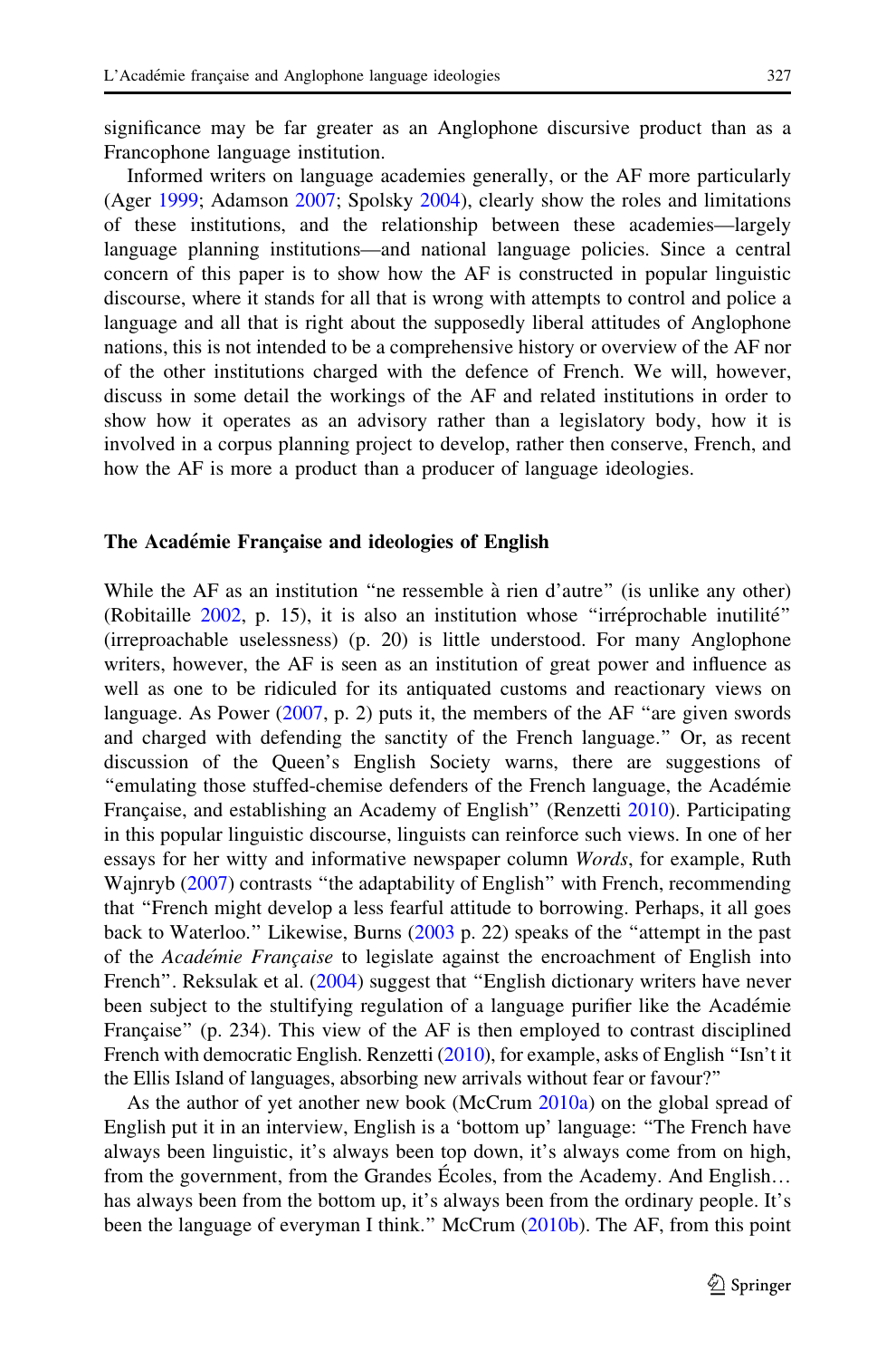significance may be far greater as an Anglophone discursive product than as a Francophone language institution.

Informed writers on language academies generally, or the AF more particularly (Ager 1999; Adamson 2007; Spolsky 2004), clearly show the roles and limitations of these institutions, and the relationship between these academies—largely language planning institutions—and national language policies. Since a central concern of this paper is to show how the AF is constructed in popular linguistic discourse, where it stands for all that is wrong with attempts to control and police a language and all that is right about the supposedly liberal attitudes of Anglophone nations, this is not intended to be a comprehensive history or overview of the AF nor of the other institutions charged with the defence of French. We will, however, discuss in some detail the workings of the AF and related institutions in order to show how it operates as an advisory rather than a legislatory body, how it is involved in a corpus planning project to develop, rather then conserve, French, and how the AF is more a product than a producer of language ideologies.

## The Académie Française and ideologies of English

While the AF as an institution "ne ressemble à rien d'autre" (is unlike any other) (Robitaille 2002, p. 15), it is also an institution whose "irréprochable inutilité" (irreproachable uselessness) (p. 20) is little understood. For many Anglophone writers, however, the AF is seen as an institution of great power and influence as well as one to be ridiculed for its antiquated customs and reactionary views on language. As Power (2007, p. 2) puts it, the members of the AF "are given swords and charged with defending the sanctity of the French language." Or, as recent discussion of the Queen's English Society warns, there are suggestions of "emulating those stuffed-chemise defenders of the French language, the Académie Française, and establishing an Academy of English" (Renzetti 2010). Participating in this popular linguistic discourse, linguists can reinforce such views. In one of her essays for her witty and informative newspaper column *Words*, for example, Ruth Wajnryb (2007) contrasts "the adaptability of English" with French, recommending that "French might develop a less fearful attitude to borrowing. Perhaps, it all goes back to Waterloo." Likewise, Burns (2003 p. 22) speaks of the "attempt in the past of the *Académie Française* to legislate against the encroachment of English into French". Reksulak et al. (2004) suggest that "English dictionary writers have never been subject to the stultifying regulation of a language purifier like the Académie Française" (p. 234). This view of the AF is then employed to contrast disciplined French with democratic English. Renzetti (2010), for example, asks of English "Isn't it the Ellis Island of languages, absorbing new arrivals without fear or favour?"

As the author of yet another new book (McCrum 2010a) on the global spread of English put it in an interview, English is a 'bottom up' language: "The French have always been linguistic, it's always been top down, it's always come from on high, from the government, from the Grandes Écoles, from the Academy. And English… has always been from the bottom up, it's always been from the ordinary people. It's been the language of everyman I think." McCrum (2010b). The AF, from this point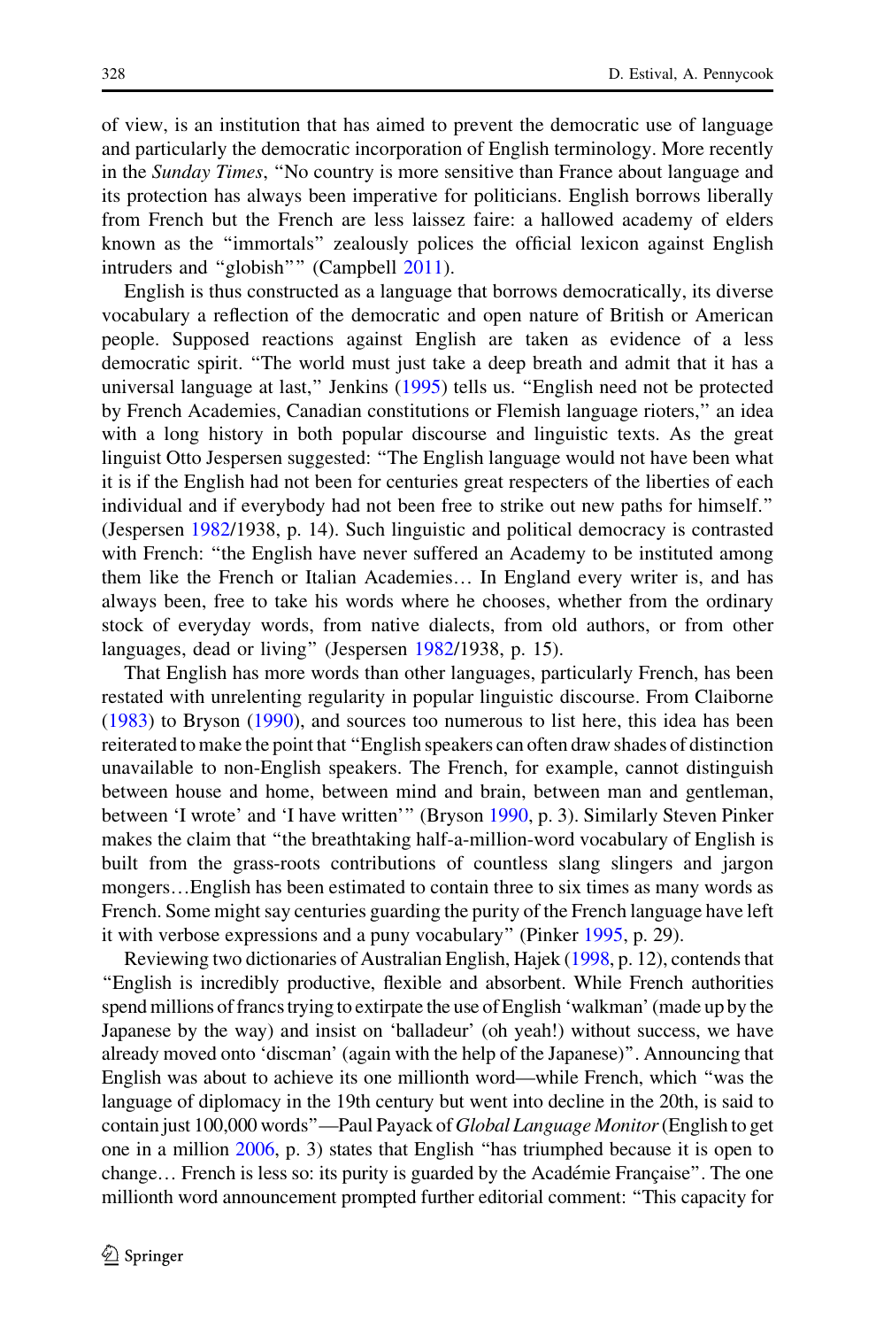of view, is an institution that has aimed to prevent the democratic use of language and particularly the democratic incorporation of English terminology. More recently in the *Sunday Times*, "No country is more sensitive than France about language and its protection has always been imperative for politicians. English borrows liberally from French but the French are less laissez faire: a hallowed academy of elders known as the "immortals" zealously polices the official lexicon against English intruders and "globish"" (Campbell 2011).

English is thus constructed as a language that borrows democratically, its diverse vocabulary a reflection of the democratic and open nature of British or American people. Supposed reactions against English are taken as evidence of a less democratic spirit. "The world must just take a deep breath and admit that it has a universal language at last," Jenkins (1995) tells us. "English need not be protected by French Academies, Canadian constitutions or Flemish language rioters," an idea with a long history in both popular discourse and linguistic texts. As the great linguist Otto Jespersen suggested: "The English language would not have been what it is if the English had not been for centuries great respecters of the liberties of each individual and if everybody had not been free to strike out new paths for himself." (Jespersen 1982/1938, p. 14). Such linguistic and political democracy is contrasted with French: "the English have never suffered an Academy to be instituted among them like the French or Italian Academies… In England every writer is, and has always been, free to take his words where he chooses, whether from the ordinary stock of everyday words, from native dialects, from old authors, or from other languages, dead or living" (Jespersen 1982/1938, p. 15).

That English has more words than other languages, particularly French, has been restated with unrelenting regularity in popular linguistic discourse. From Claiborne (1983) to Bryson (1990), and sources too numerous to list here, this idea has been reiterated to make the point that "English speakers can often draw shades of distinction unavailable to non-English speakers. The French, for example, cannot distinguish between house and home, between mind and brain, between man and gentleman, between 'I wrote' and 'I have written'" (Bryson 1990, p. 3). Similarly Steven Pinker makes the claim that "the breathtaking half-a-million-word vocabulary of English is built from the grass-roots contributions of countless slang slingers and jargon mongers…English has been estimated to contain three to six times as many words as French. Some might say centuries guarding the purity of the French language have left it with verbose expressions and a puny vocabulary" (Pinker 1995, p. 29).

Reviewing two dictionaries of Australian English, Hajek (1998, p. 12), contends that "English is incredibly productive, flexible and absorbent. While French authorities spend millions of francs trying to extirpate the use of English 'walkman' (made up by the Japanese by the way) and insist on 'balladeur' (oh yeah!) without success, we have already moved onto 'discman' (again with the help of the Japanese)". Announcing that English was about to achieve its one millionth word—while French, which "was the language of diplomacy in the 19th century but went into decline in the 20th, is said to contain just 100,000 words"—Paul Payack of *Global Language Monitor* (English to get one in a million 2006, p. 3) states that English "has triumphed because it is open to change… French is less so: its purity is guarded by the Académie Française". The one millionth word announcement prompted further editorial comment: "This capacity for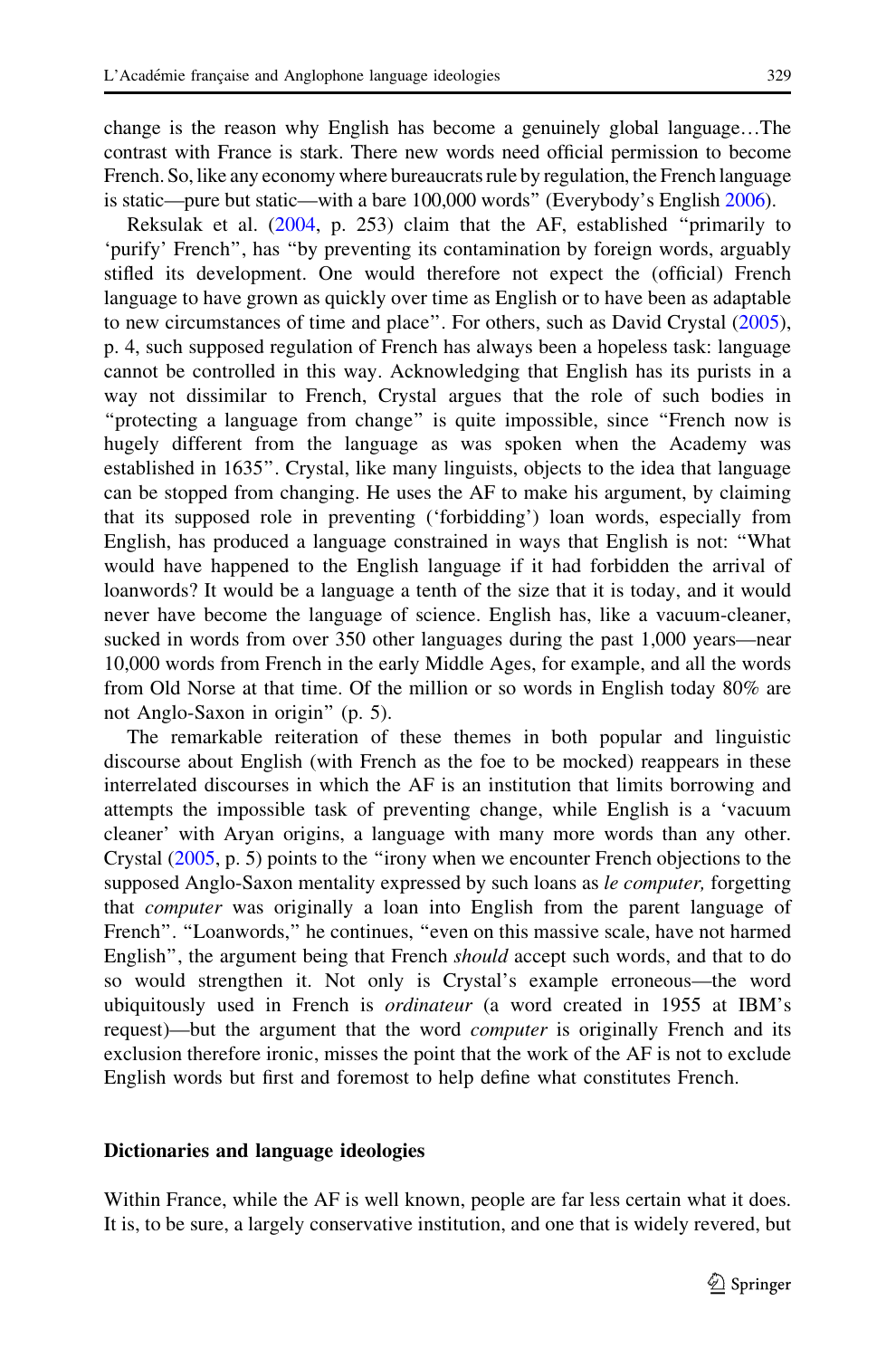change is the reason why English has become a genuinely global language…The contrast with France is stark. There new words need official permission to become French. So, like any economy where bureaucrats rule by regulation, the French language is static—pure but static—with a bare 100,000 words" (Everybody's English 2006).

Reksulak et al. (2004, p. 253) claim that the AF, established "primarily to 'purify' French", has "by preventing its contamination by foreign words, arguably stifled its development. One would therefore not expect the (official) French language to have grown as quickly over time as English or to have been as adaptable to new circumstances of time and place". For others, such as David Crystal (2005), p. 4, such supposed regulation of French has always been a hopeless task: language cannot be controlled in this way. Acknowledging that English has its purists in a way not dissimilar to French, Crystal argues that the role of such bodies in "protecting a language from change" is quite impossible, since "French now is hugely different from the language as was spoken when the Academy was established in 1635". Crystal, like many linguists, objects to the idea that language can be stopped from changing. He uses the AF to make his argument, by claiming that its supposed role in preventing ('forbidding') loan words, especially from English, has produced a language constrained in ways that English is not: "What would have happened to the English language if it had forbidden the arrival of loanwords? It would be a language a tenth of the size that it is today, and it would never have become the language of science. English has, like a vacuum-cleaner, sucked in words from over 350 other languages during the past 1,000 years—near 10,000 words from French in the early Middle Ages, for example, and all the words from Old Norse at that time. Of the million or so words in English today 80% are not Anglo-Saxon in origin" (p. 5).

The remarkable reiteration of these themes in both popular and linguistic discourse about English (with French as the foe to be mocked) reappears in these interrelated discourses in which the AF is an institution that limits borrowing and attempts the impossible task of preventing change, while English is a 'vacuum cleaner' with Aryan origins, a language with many more words than any other. Crystal (2005, p. 5) points to the "irony when we encounter French objections to the supposed Anglo-Saxon mentality expressed by such loans as *le computer,* forgetting that *computer* was originally a loan into English from the parent language of French". "Loanwords," he continues, "even on this massive scale, have not harmed English", the argument being that French *should* accept such words, and that to do so would strengthen it. Not only is Crystal's example erroneous—the word ubiquitously used in French is *ordinateur* (a word created in 1955 at IBM's request)—but the argument that the word *computer* is originally French and its exclusion therefore ironic, misses the point that the work of the AF is not to exclude English words but first and foremost to help define what constitutes French.

### Dictionaries and language ideologies

Within France, while the AF is well known, people are far less certain what it does. It is, to be sure, a largely conservative institution, and one that is widely revered, but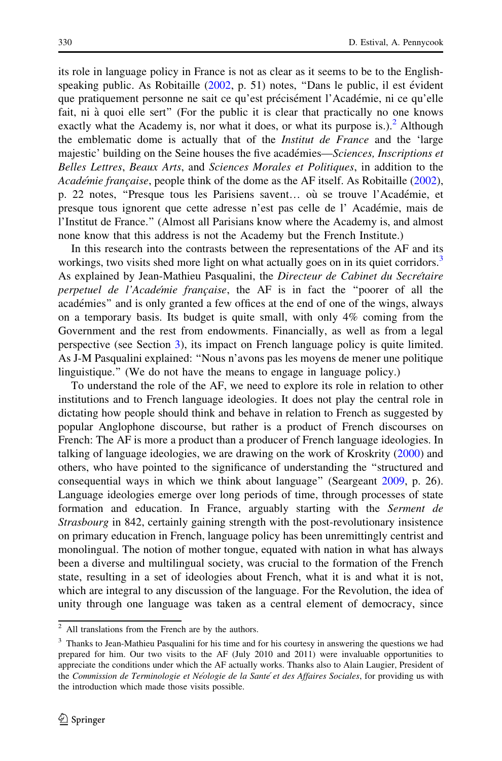its role in language policy in France is not as clear as it seems to be to the English-speaking public. As Robitaille (2002, p. 51) notes, "Dans le public, il est évident que pratiquement personne ne sait ce qu'est précisément l'Académie, ni ce qu'elle fait, ni à quoi elle sert" (For the public it is clear that practically no one knows exactly what the Academy is, nor what it does, or what its purpose is.).[2] Although the emblematic dome is actually that of the *Institut de France* and the 'large majestic' building on the Seine houses the five académies—*Sciences, Inscriptions et Belles Lettres*, *Beaux Arts*, and *Sciences Morales et Politiques*, in addition to the *Académie française*, people think of the dome as the AF itself. As Robitaille (2002), p. 22 notes, "Presque tous les Parisiens savent… où se trouve l'Académie, et presque tous ignorent que cette adresse n'est pas celle de l' Académie, mais de l'Institut de France." (Almost all Parisians know where the Academy is, and almost none know that this address is not the Academy but the French Institute.)

In this research into the contrasts between the representations of the AF and its workings, two visits shed more light on what actually goes on in its quiet corridors.[3] As explained by Jean-Mathieu Pasqualini, the *Directeur de Cabinet du Secrétaire perpetuel de l'Académie française*, the AF is in fact the "poorer of all the académies" and is only granted a few offices at the end of one of the wings, always on a temporary basis. Its budget is quite small, with only 4% coming from the Government and the rest from endowments. Financially, as well as from a legal perspective (see Section 3), its impact on French language policy is quite limited. As J-M Pasqualini explained: "Nous n'avons pas les moyens de mener une politique linguistique." (We do not have the means to engage in language policy.)

To understand the role of the AF, we need to explore its role in relation to other institutions and to French language ideologies. It does not play the central role in dictating how people should think and behave in relation to French as suggested by popular Anglophone discourse, but rather is a product of French discourses on French: The AF is more a product than a producer of French language ideologies. In talking of language ideologies, we are drawing on the work of Kroskrity (2000) and others, who have pointed to the significance of understanding the "structured and consequential ways in which we think about language" (Seargeant 2009, p. 26). Language ideologies emerge over long periods of time, through processes of state formation and education. In France, arguably starting with the *Serment de Strasbourg* in 842, certainly gaining strength with the post-revolutionary insistence on primary education in French, language policy has been unremittingly centrist and monolingual. The notion of mother tongue, equated with nation in what has always been a diverse and multilingual society, was crucial to the formation of the French state, resulting in a set of ideologies about French, what it is and what it is not, which are integral to any discussion of the language. For the Revolution, the idea of unity through one language was taken as a central element of democracy, since

---

[2] All translations from the French are by the authors.

[3] Thanks to Jean-Mathieu Pasqualini for his time and for his courtesy in answering the questions we had prepared for him. Our two visits to the AF (July 2010 and 2011) were invaluable opportunities to appreciate the conditions under which the AF actually works. Thanks also to Alain Laugier, President of the *Commission de Terminologie et Néologie de la Santé et des Affaires Sociales*, for providing us with the introduction which made those visits possible.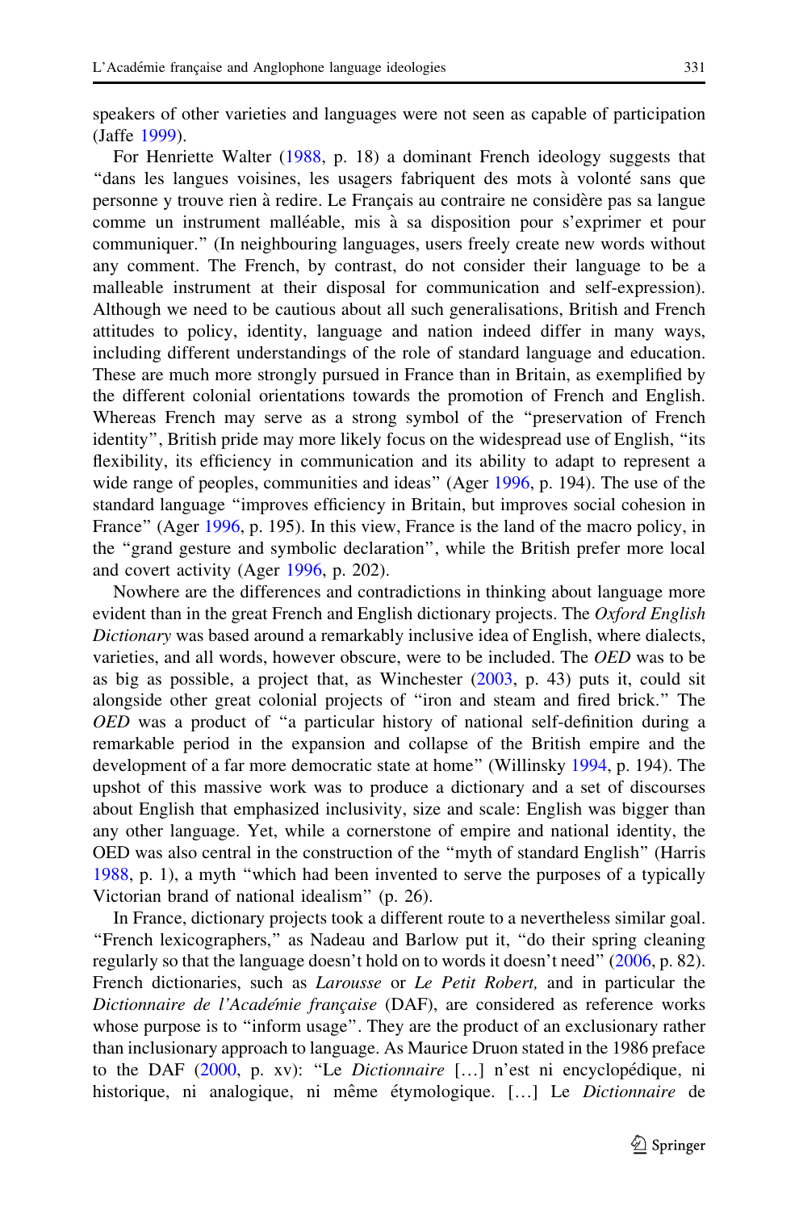speakers of other varieties and languages were not seen as capable of participation (Jaffe 1999).

For Henriette Walter (1988, p. 18) a dominant French ideology suggests that "dans les langues voisines, les usagers fabriquent des mots à volonté sans que personne y trouve rien à redire. Le Français au contraire ne considère pas sa langue comme un instrument malléable, mis à sa disposition pour s'exprimer et pour communiquer." (In neighbouring languages, users freely create new words without any comment. The French, by contrast, do not consider their language to be a malleable instrument at their disposal for communication and self-expression). Although we need to be cautious about all such generalisations, British and French attitudes to policy, identity, language and nation indeed differ in many ways, including different understandings of the role of standard language and education. These are much more strongly pursued in France than in Britain, as exemplified by the different colonial orientations towards the promotion of French and English. Whereas French may serve as a strong symbol of the "preservation of French identity", British pride may more likely focus on the widespread use of English, "its flexibility, its efficiency in communication and its ability to adapt to represent a wide range of peoples, communities and ideas" (Ager 1996, p. 194). The use of the standard language "improves efficiency in Britain, but improves social cohesion in France" (Ager 1996, p. 195). In this view, France is the land of the macro policy, in the "grand gesture and symbolic declaration", while the British prefer more local and covert activity (Ager 1996, p. 202).

Nowhere are the differences and contradictions in thinking about language more evident than in the great French and English dictionary projects. The *Oxford English Dictionary* was based around a remarkably inclusive idea of English, where dialects, varieties, and all words, however obscure, were to be included. The *OED* was to be as big as possible, a project that, as Winchester (2003, p. 43) puts it, could sit alongside other great colonial projects of "iron and steam and fired brick." The *OED* was a product of "a particular history of national self-definition during a remarkable period in the expansion and collapse of the British empire and the development of a far more democratic state at home" (Willinsky 1994, p. 194). The upshot of this massive work was to produce a dictionary and a set of discourses about English that emphasized inclusivity, size and scale: English was bigger than any other language. Yet, while a cornerstone of empire and national identity, the OED was also central in the construction of the "myth of standard English" (Harris 1988, p. 1), a myth "which had been invented to serve the purposes of a typically Victorian brand of national idealism" (p. 26).

In France, dictionary projects took a different route to a nevertheless similar goal. "French lexicographers," as Nadeau and Barlow put it, "do their spring cleaning regularly so that the language doesn't hold on to words it doesn't need" (2006, p. 82). French dictionaries, such as *Larousse* or *Le Petit Robert,* and in particular the *Dictionnaire de l'Académie française* (DAF), are considered as reference works whose purpose is to "inform usage". They are the product of an exclusionary rather than inclusionary approach to language. As Maurice Druon stated in the 1986 preface to the DAF (2000, p. xv): "Le *Dictionnaire* […] n'est ni encyclopédique, ni historique, ni analogique, ni même étymologique. […] Le *Dictionnaire* de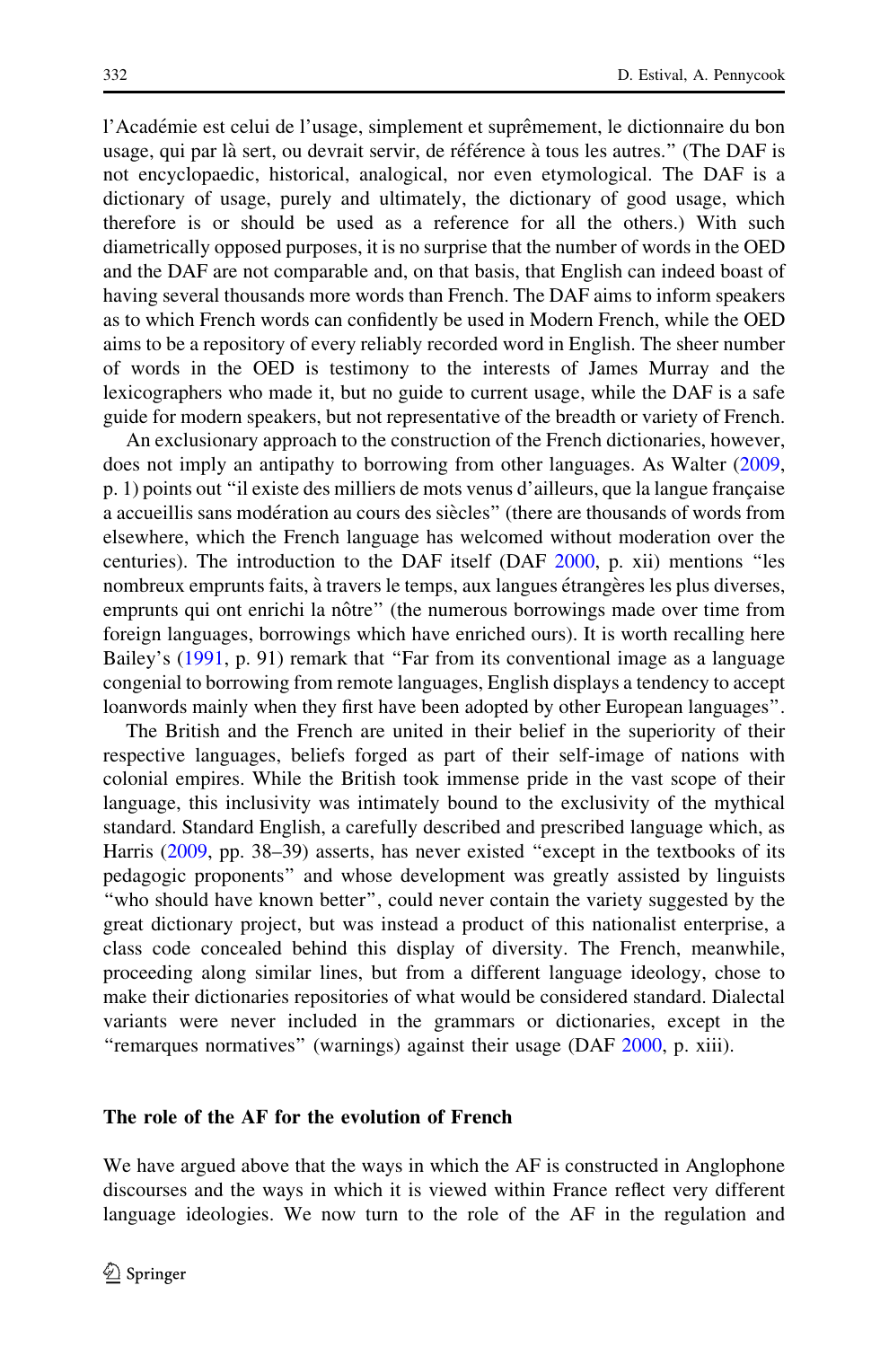l'Académie est celui de l'usage, simplement et suprêmement, le dictionnaire du bon usage, qui par là sert, ou devrait servir, de référence à tous les autres." (The DAF is not encyclopaedic, historical, analogical, nor even etymological. The DAF is a dictionary of usage, purely and ultimately, the dictionary of good usage, which therefore is or should be used as a reference for all the others.) With such diametrically opposed purposes, it is no surprise that the number of words in the OED and the DAF are not comparable and, on that basis, that English can indeed boast of having several thousands more words than French. The DAF aims to inform speakers as to which French words can confidently be used in Modern French, while the OED aims to be a repository of every reliably recorded word in English. The sheer number of words in the OED is testimony to the interests of James Murray and the lexicographers who made it, but no guide to current usage, while the DAF is a safe guide for modern speakers, but not representative of the breadth or variety of French.

An exclusionary approach to the construction of the French dictionaries, however, does not imply an antipathy to borrowing from other languages. As Walter (2009, p. 1) points out "il existe des milliers de mots venus d'ailleurs, que la langue française a accueillis sans modération au cours des siècles" (there are thousands of words from elsewhere, which the French language has welcomed without moderation over the centuries). The introduction to the DAF itself (DAF 2000, p. xii) mentions "les nombreux emprunts faits, à travers le temps, aux langues étrangères les plus diverses, emprunts qui ont enrichi la nôtre" (the numerous borrowings made over time from foreign languages, borrowings which have enriched ours). It is worth recalling here Bailey's (1991, p. 91) remark that "Far from its conventional image as a language congenial to borrowing from remote languages, English displays a tendency to accept loanwords mainly when they first have been adopted by other European languages".

The British and the French are united in their belief in the superiority of their respective languages, beliefs forged as part of their self-image of nations with colonial empires. While the British took immense pride in the vast scope of their language, this inclusivity was intimately bound to the exclusivity of the mythical standard. Standard English, a carefully described and prescribed language which, as Harris (2009, pp. 38–39) asserts, has never existed "except in the textbooks of its pedagogic proponents" and whose development was greatly assisted by linguists "who should have known better", could never contain the variety suggested by the great dictionary project, but was instead a product of this nationalist enterprise, a class code concealed behind this display of diversity. The French, meanwhile, proceeding along similar lines, but from a different language ideology, chose to make their dictionaries repositories of what would be considered standard. Dialectal variants were never included in the grammars or dictionaries, except in the "remarques normatives" (warnings) against their usage (DAF 2000, p. xiii).

## The role of the AF for the evolution of French

We have argued above that the ways in which the AF is constructed in Anglophone discourses and the ways in which it is viewed within France reflect very different language ideologies. We now turn to the role of the AF in the regulation and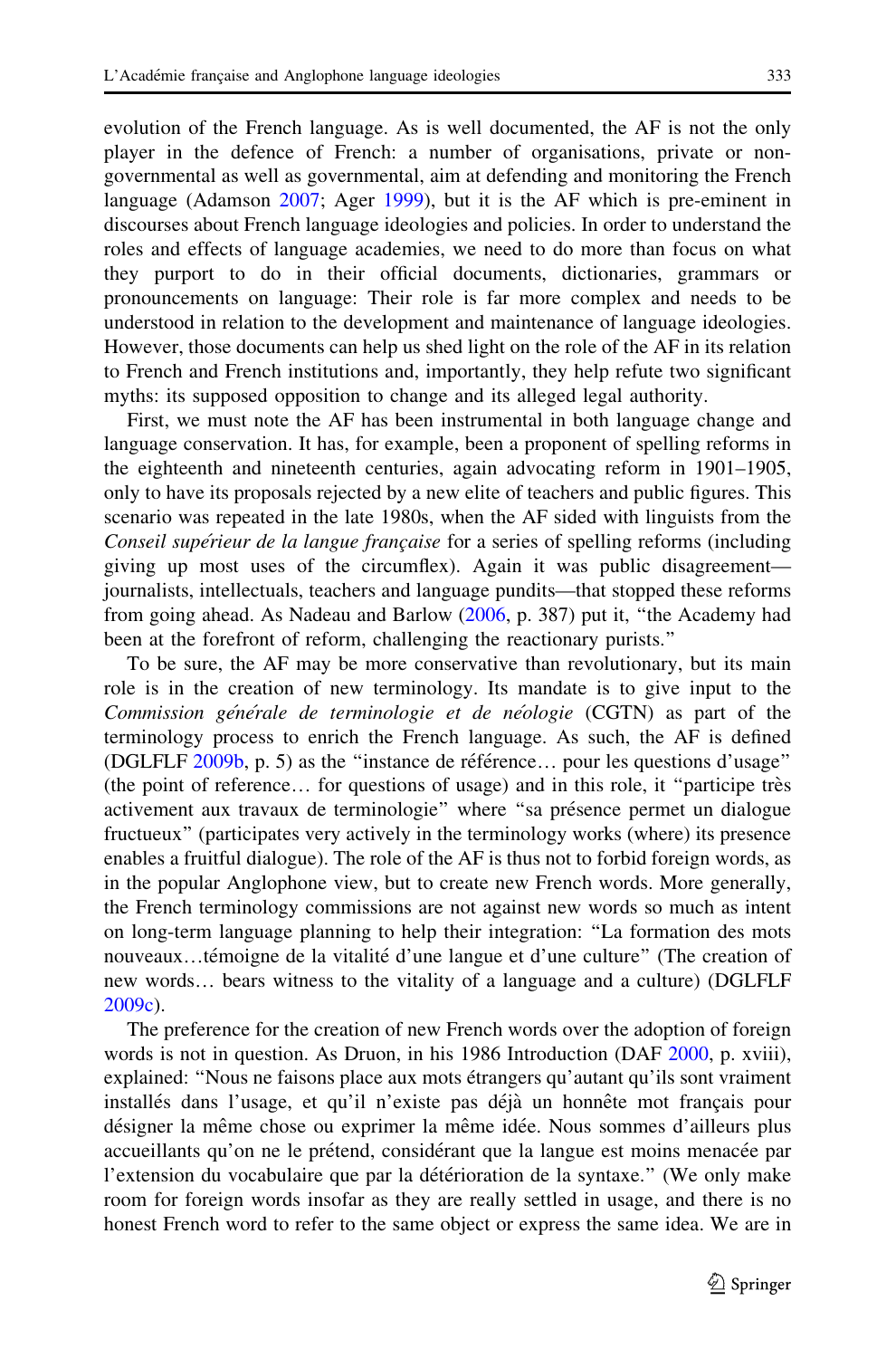evolution of the French language. As is well documented, the AF is not the only player in the defence of French: a number of organisations, private or non-governmental as well as governmental, aim at defending and monitoring the French language (Adamson 2007; Ager 1999), but it is the AF which is pre-eminent in discourses about French language ideologies and policies. In order to understand the roles and effects of language academies, we need to do more than focus on what they purport to do in their official documents, dictionaries, grammars or pronouncements on language: Their role is far more complex and needs to be understood in relation to the development and maintenance of language ideologies. However, those documents can help us shed light on the role of the AF in its relation to French and French institutions and, importantly, they help refute two significant myths: its supposed opposition to change and its alleged legal authority.

First, we must note the AF has been instrumental in both language change and language conservation. It has, for example, been a proponent of spelling reforms in the eighteenth and nineteenth centuries, again advocating reform in 1901–1905, only to have its proposals rejected by a new elite of teachers and public figures. This scenario was repeated in the late 1980s, when the AF sided with linguists from the *Conseil supérieur de la langue française* for a series of spelling reforms (including giving up most uses of the circumflex). Again it was public disagreement—journalists, intellectuals, teachers and language pundits—that stopped these reforms from going ahead. As Nadeau and Barlow (2006, p. 387) put it, "the Academy had been at the forefront of reform, challenging the reactionary purists."

To be sure, the AF may be more conservative than revolutionary, but its main role is in the creation of new terminology. Its mandate is to give input to the *Commission générale de terminologie et de néologie* (CGTN) as part of the terminology process to enrich the French language. As such, the AF is defined (DGLFLF 2009b, p. 5) as the "instance de référence… pour les questions d'usage" (the point of reference… for questions of usage) and in this role, it "participe très activement aux travaux de terminologie" where "sa présence permet un dialogue fructueux" (participates very actively in the terminology works (where) its presence enables a fruitful dialogue). The role of the AF is thus not to forbid foreign words, as in the popular Anglophone view, but to create new French words. More generally, the French terminology commissions are not against new words so much as intent on long-term language planning to help their integration: "La formation des mots nouveaux…témoigne de la vitalité d'une langue et d'une culture" (The creation of new words… bears witness to the vitality of a language and a culture) (DGLFLF 2009c).

The preference for the creation of new French words over the adoption of foreign words is not in question. As Druon, in his 1986 Introduction (DAF 2000, p. xviii), explained: "Nous ne faisons place aux mots étrangers qu'autant qu'ils sont vraiment installés dans l'usage, et qu'il n'existe pas déjà un honnête mot français pour désigner la même chose ou exprimer la même idée. Nous sommes d'ailleurs plus accueillants qu'on ne le prétend, considérant que la langue est moins menacée par l'extension du vocabulaire que par la détérioration de la syntaxe." (We only make room for foreign words insofar as they are really settled in usage, and there is no honest French word to refer to the same object or express the same idea. We are in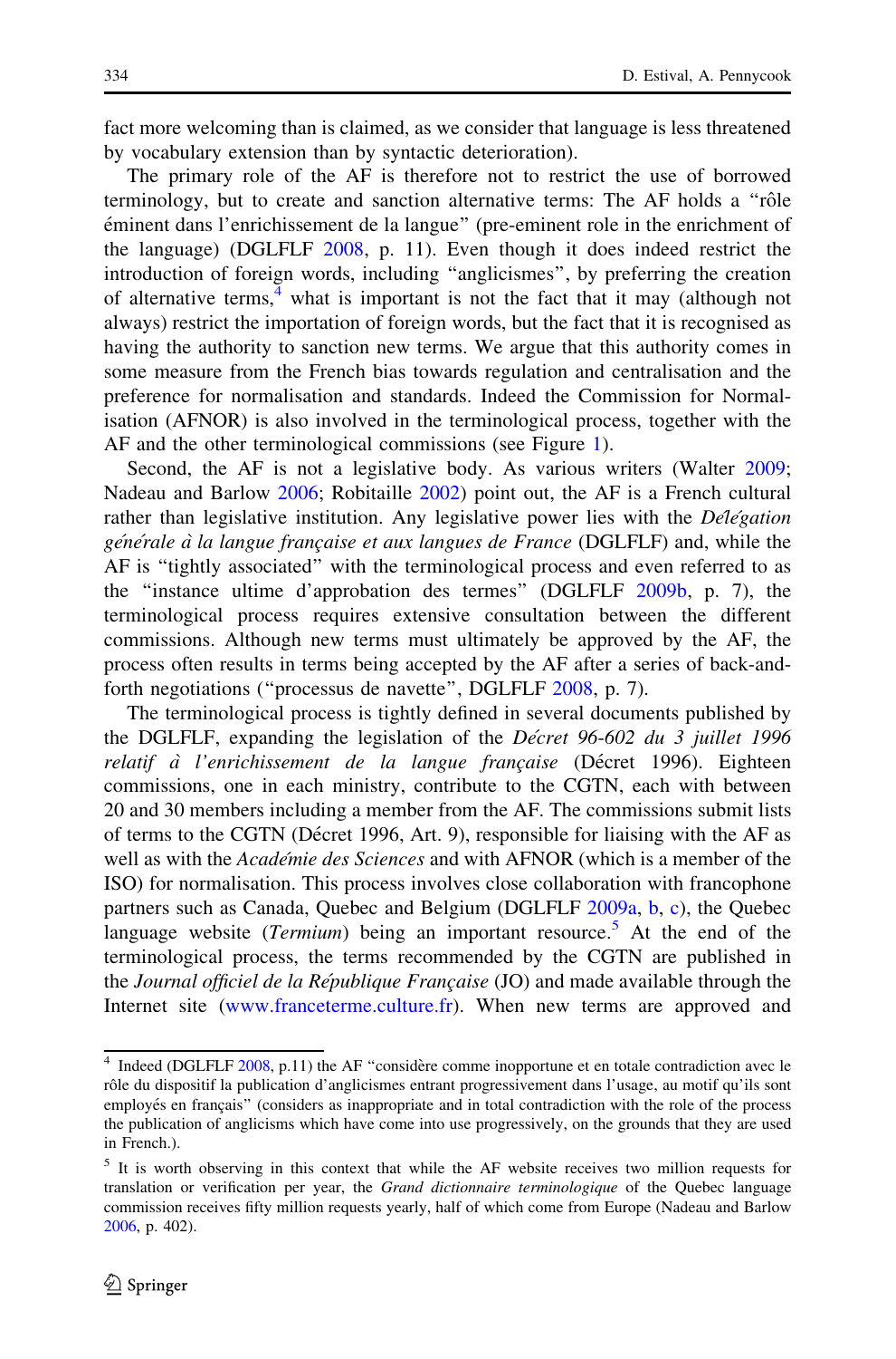fact more welcoming than is claimed, as we consider that language is less threatened by vocabulary extension than by syntactic deterioration).

The primary role of the AF is therefore not to restrict the use of borrowed terminology, but to create and sanction alternative terms: The AF holds a "rôle éminent dans l'enrichissement de la langue" (pre-eminent role in the enrichment of the language) (DGLFLF 2008, p. 11). Even though it does indeed restrict the introduction of foreign words, including "anglicismes", by preferring the creation of alternative terms,[4] what is important is not the fact that it may (although not always) restrict the importation of foreign words, but the fact that it is recognised as having the authority to sanction new terms. We argue that this authority comes in some measure from the French bias towards regulation and centralisation and the preference for normalisation and standards. Indeed the Commission for Normalisation (AFNOR) is also involved in the terminological process, together with the AF and the other terminological commissions (see Figure 1).

Second, the AF is not a legislative body. As various writers (Walter 2009; Nadeau and Barlow 2006; Robitaille 2002) point out, the AF is a French cultural rather than legislative institution. Any legislative power lies with the *Délégation générale à la langue française et aux langues de France* (DGLFLF) and, while the AF is "tightly associated" with the terminological process and even referred to as the "instance ultime d'approbation des termes" (DGLFLF 2009b, p. 7), the terminological process requires extensive consultation between the different commissions. Although new terms must ultimately be approved by the AF, the process often results in terms being accepted by the AF after a series of back-and-forth negotiations ("processus de navette", DGLFLF 2008, p. 7).

The terminological process is tightly defined in several documents published by the DGLFLF, expanding the legislation of the *Décret 96-602 du 3 juillet 1996 relatif à l'enrichissement de la langue française* (Décret 1996). Eighteen commissions, one in each ministry, contribute to the CGTN, each with between 20 and 30 members including a member from the AF. The commissions submit lists of terms to the CGTN (Décret 1996, Art. 9), responsible for liaising with the AF as well as with the *Académie des Sciences* and with AFNOR (which is a member of the ISO) for normalisation. This process involves close collaboration with francophone partners such as Canada, Quebec and Belgium (DGLFLF 2009a, b, c), the Quebec language website (*Termium*) being an important resource.[5] At the end of the terminological process, the terms recommended by the CGTN are published in the *Journal officiel de la République Française* (JO) and made available through the Internet site (www.franceterme.culture.fr). When new terms are approved and

---

[4] Indeed (DGLFLF 2008, p.11) the AF "considère comme inopportune et en totale contradiction avec le rôle du dispositif la publication d'anglicismes entrant progressivement dans l'usage, au motif qu'ils sont employés en français" (considers as inappropriate and in total contradiction with the role of the process the publication of anglicisms which have come into use progressively, on the grounds that they are used in French.).

[5] It is worth observing in this context that while the AF website receives two million requests for translation or verification per year, the *Grand dictionnaire terminologique* of the Quebec language commission receives fifty million requests yearly, half of which come from Europe (Nadeau and Barlow 2006, p. 402).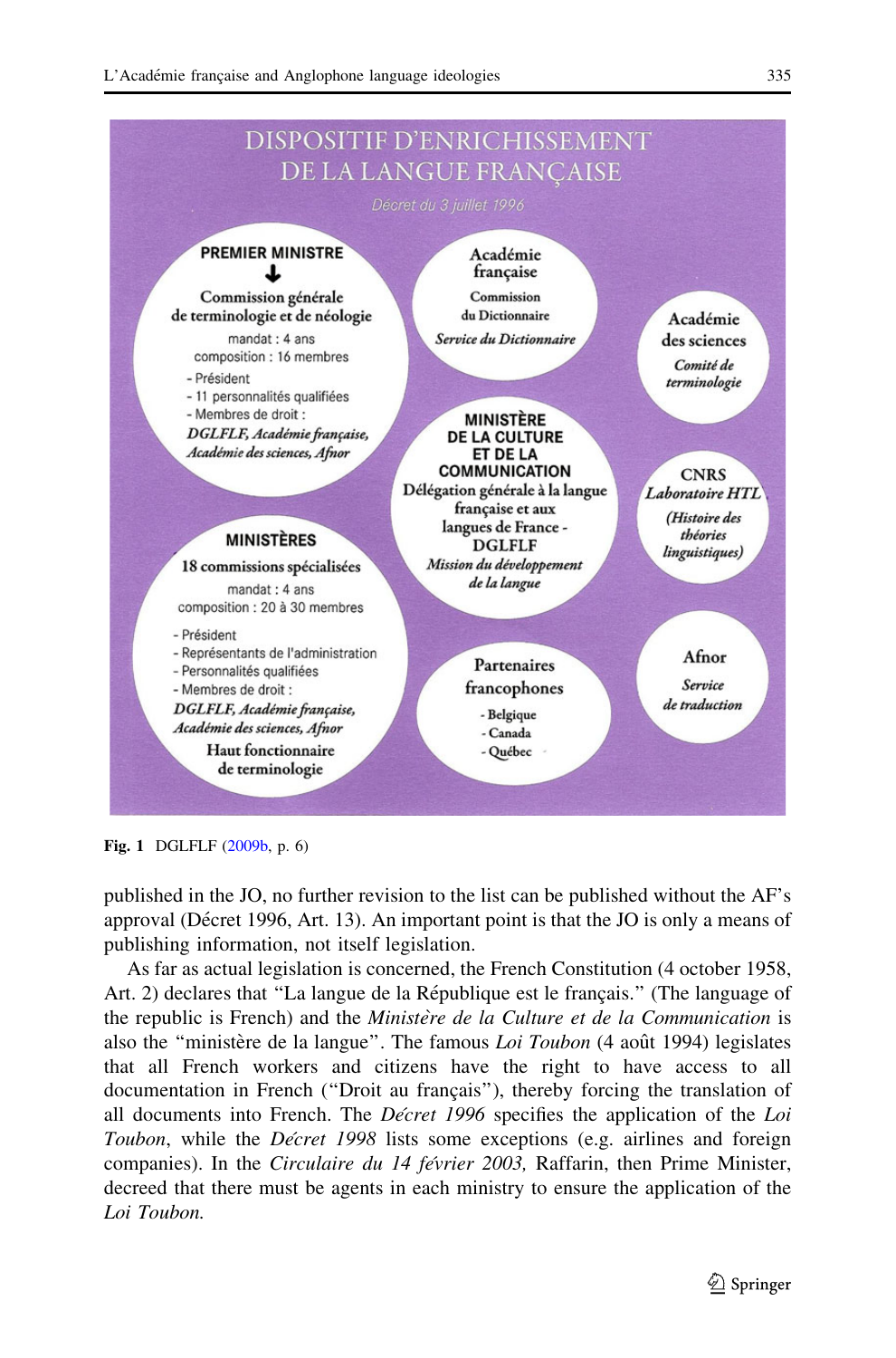DISPOSITIF D'ENRICHISSEMENT DE LA LANGUE FRANÇAISE

Décret du 3 juillet 1996

**PREMIER MINISTRE**

↓

Commission générale de terminologie et de néologie

mandat : 4 ans

composition : 16 membres

- Président
- 11 personnalités qualifiées
- Membres de droit :

*DGLFLF, Académie française, Académie des sciences, Afnor*

Académie française

Commission du Dictionnaire

*Service du Dictionnaire*

Académie des sciences

*Comité de terminologie*

**MINISTÈRE DE LA CULTURE ET DE LA COMMUNICATION**

Délégation générale à la langue française et aux langues de France - DGLFLF

*Mission du développement de la langue*

CNRS

*Laboratoire HTL*

*(Histoire des théories linguistiques)*

**MINISTÈRES**

18 commissions spécialisées

mandat : 4 ans

composition : 20 à 30 membres

- Président
- Représentants de l'administration
- Personnalités qualifiées
- Membres de droit :

*DGLFLF, Académie française, Académie des sciences, Afnor*

Haut fonctionnaire de terminologie

Partenaires francophones

- Belgique
- Canada
- Québec

Afnor

*Service de traduction*

**Fig. 1** DGLFLF (2009b, p. 6)

published in the JO, no further revision to the list can be published without the AF's approval (Décret 1996, Art. 13). An important point is that the JO is only a means of publishing information, not itself legislation.

As far as actual legislation is concerned, the French Constitution (4 october 1958, Art. 2) declares that "La langue de la République est le français." (The language of the republic is French) and the *Ministère de la Culture et de la Communication* is also the "ministère de la langue". The famous *Loi Toubon* (4 août 1994) legislates that all French workers and citizens have the right to have access to all documentation in French ("Droit au français"), thereby forcing the translation of all documents into French. The *Décret 1996* specifies the application of the *Loi Toubon*, while the *Décret 1998* lists some exceptions (e.g. airlines and foreign companies). In the *Circulaire du 14 février 2003,* Raffarin, then Prime Minister, decreed that there must be agents in each ministry to ensure the application of the *Loi Toubon.*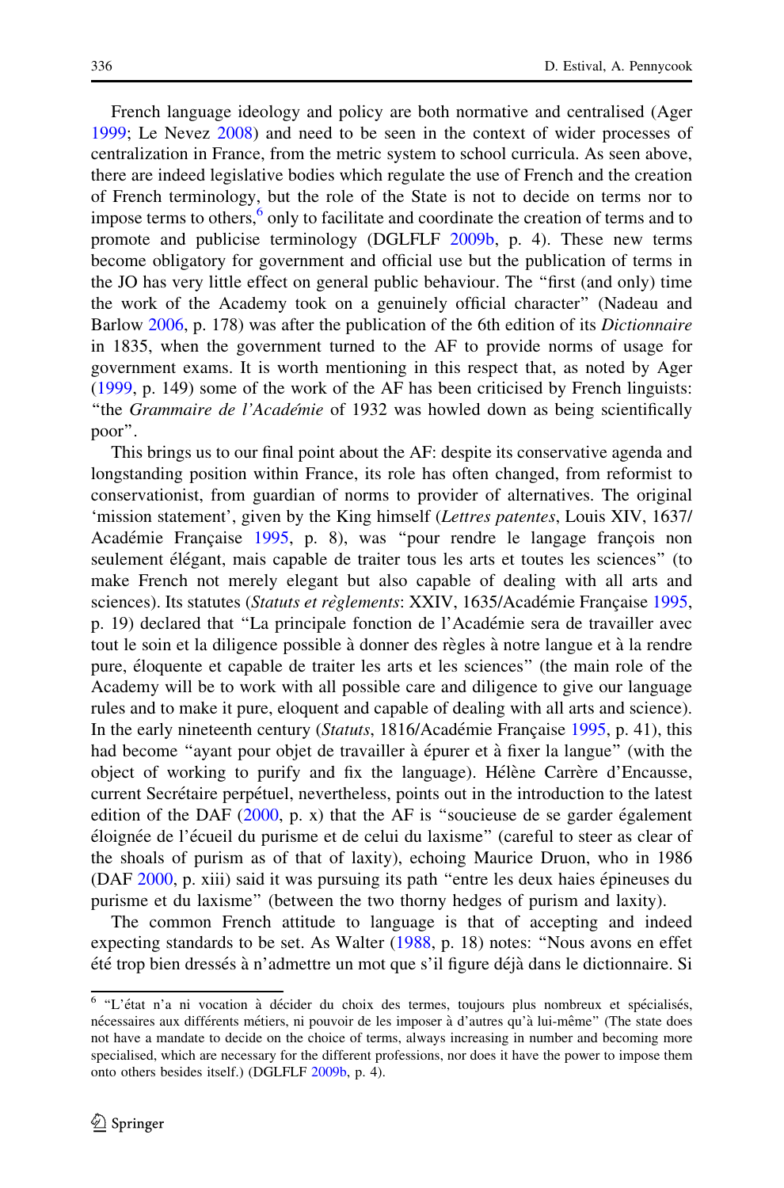French language ideology and policy are both normative and centralised (Ager 1999; Le Nevez 2008) and need to be seen in the context of wider processes of centralization in France, from the metric system to school curricula. As seen above, there are indeed legislative bodies which regulate the use of French and the creation of French terminology, but the role of the State is not to decide on terms nor to impose terms to others,[6] only to facilitate and coordinate the creation of terms and to promote and publicise terminology (DGLFLF 2009b, p. 4). These new terms become obligatory for government and official use but the publication of terms in the JO has very little effect on general public behaviour. The "first (and only) time the work of the Academy took on a genuinely official character" (Nadeau and Barlow 2006, p. 178) was after the publication of the 6th edition of its *Dictionnaire* in 1835, when the government turned to the AF to provide norms of usage for government exams. It is worth mentioning in this respect that, as noted by Ager (1999, p. 149) some of the work of the AF has been criticised by French linguists: "the *Grammaire de l'Académie* of 1932 was howled down as being scientifically poor".

This brings us to our final point about the AF: despite its conservative agenda and longstanding position within France, its role has often changed, from reformist to conservationist, from guardian of norms to provider of alternatives. The original 'mission statement', given by the King himself (*Lettres patentes*, Louis XIV, 1637/Académie Française 1995, p. 8), was "pour rendre le langage françois non seulement élégant, mais capable de traiter tous les arts et toutes les sciences" (to make French not merely elegant but also capable of dealing with all arts and sciences). Its statutes (*Statuts et règlements*: XXIV, 1635/Académie Française 1995, p. 19) declared that "La principale fonction de l'Académie sera de travailler avec tout le soin et la diligence possible à donner des règles à notre langue et à la rendre pure, éloquente et capable de traiter les arts et les sciences" (the main role of the Academy will be to work with all possible care and diligence to give our language rules and to make it pure, eloquent and capable of dealing with all arts and science). In the early nineteenth century (*Statuts*, 1816/Académie Française 1995, p. 41), this had become "ayant pour objet de travailler à épurer et à fixer la langue" (with the object of working to purify and fix the language). Hélène Carrère d'Encausse, current Secrétaire perpétuel, nevertheless, points out in the introduction to the latest edition of the DAF (2000, p. x) that the AF is "soucieuse de se garder également éloignée de l'écueil du purisme et de celui du laxisme" (careful to steer as clear of the shoals of purism as of that of laxity), echoing Maurice Druon, who in 1986 (DAF 2000, p. xiii) said it was pursuing its path "entre les deux haies épineuses du purisme et du laxisme" (between the two thorny hedges of purism and laxity).

The common French attitude to language is that of accepting and indeed expecting standards to be set. As Walter (1988, p. 18) notes: "Nous avons en effet été trop bien dressés à n'admettre un mot que s'il figure déjà dans le dictionnaire. Si

---

[6] "L'état n'a ni vocation à décider du choix des termes, toujours plus nombreux et spécialisés, nécessaires aux différents métiers, ni pouvoir de les imposer à d'autres qu'à lui-même" (The state does not have a mandate to decide on the choice of terms, always increasing in number and becoming more specialised, which are necessary for the different professions, nor does it have the power to impose them onto others besides itself.) (DGLFLF 2009b, p. 4).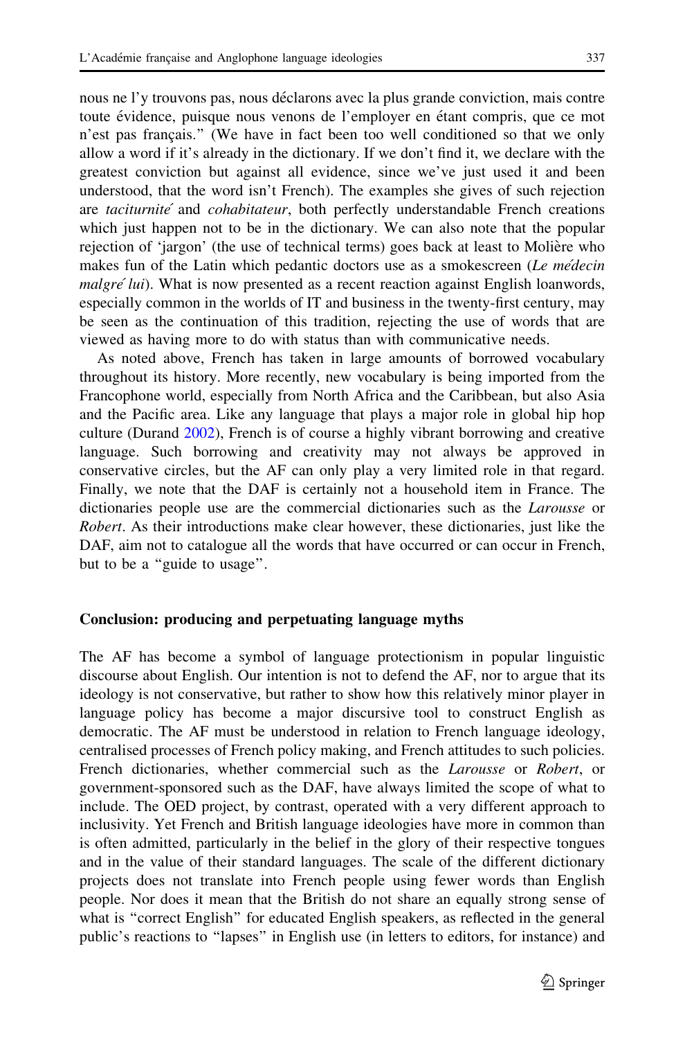nous ne l'y trouvons pas, nous déclarons avec la plus grande conviction, mais contre toute évidence, puisque nous venons de l'employer en étant compris, que ce mot n'est pas français." (We have in fact been too well conditioned so that we only allow a word if it's already in the dictionary. If we don't find it, we declare with the greatest conviction but against all evidence, since we've just used it and been understood, that the word isn't French). The examples she gives of such rejection are *taciturnité* and *cohabitateur*, both perfectly understandable French creations which just happen not to be in the dictionary. We can also note that the popular rejection of 'jargon' (the use of technical terms) goes back at least to Molière who makes fun of the Latin which pedantic doctors use as a smokescreen (*Le médecin malgré lui*). What is now presented as a recent reaction against English loanwords, especially common in the worlds of IT and business in the twenty-first century, may be seen as the continuation of this tradition, rejecting the use of words that are viewed as having more to do with status than with communicative needs.

As noted above, French has taken in large amounts of borrowed vocabulary throughout its history. More recently, new vocabulary is being imported from the Francophone world, especially from North Africa and the Caribbean, but also Asia and the Pacific area. Like any language that plays a major role in global hip hop culture (Durand 2002), French is of course a highly vibrant borrowing and creative language. Such borrowing and creativity may not always be approved in conservative circles, but the AF can only play a very limited role in that regard. Finally, we note that the DAF is certainly not a household item in France. The dictionaries people use are the commercial dictionaries such as the *Larousse* or *Robert*. As their introductions make clear however, these dictionaries, just like the DAF, aim not to catalogue all the words that have occurred or can occur in French, but to be a "guide to usage".

## Conclusion: producing and perpetuating language myths

The AF has become a symbol of language protectionism in popular linguistic discourse about English. Our intention is not to defend the AF, nor to argue that its ideology is not conservative, but rather to show how this relatively minor player in language policy has become a major discursive tool to construct English as democratic. The AF must be understood in relation to French language ideology, centralised processes of French policy making, and French attitudes to such policies. French dictionaries, whether commercial such as the *Larousse* or *Robert*, or government-sponsored such as the DAF, have always limited the scope of what to include. The OED project, by contrast, operated with a very different approach to inclusivity. Yet French and British language ideologies have more in common than is often admitted, particularly in the belief in the glory of their respective tongues and in the value of their standard languages. The scale of the different dictionary projects does not translate into French people using fewer words than English people. Nor does it mean that the British do not share an equally strong sense of what is "correct English" for educated English speakers, as reflected in the general public's reactions to "lapses" in English use (in letters to editors, for instance) and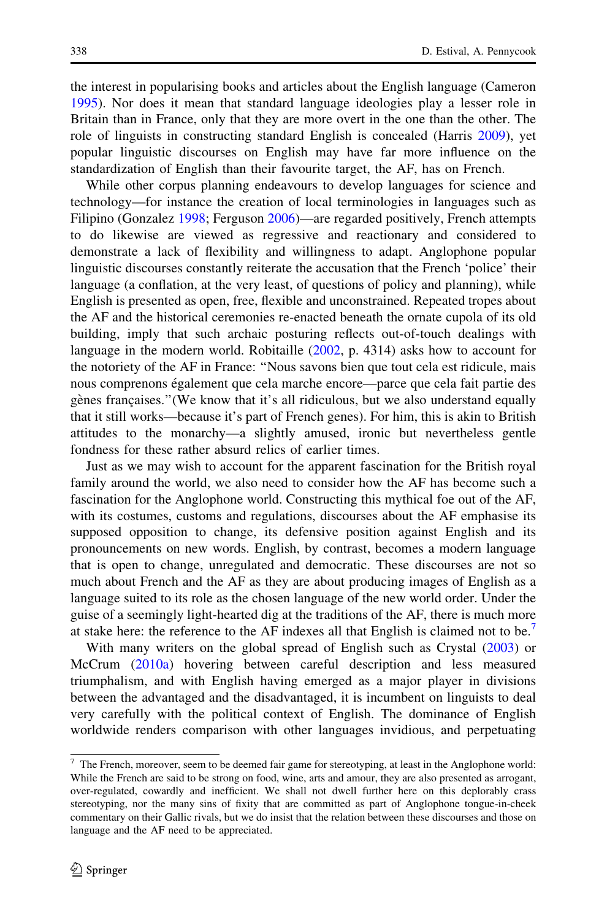the interest in popularising books and articles about the English language (Cameron 1995). Nor does it mean that standard language ideologies play a lesser role in Britain than in France, only that they are more overt in the one than the other. The role of linguists in constructing standard English is concealed (Harris 2009), yet popular linguistic discourses on English may have far more influence on the standardization of English than their favourite target, the AF, has on French.

While other corpus planning endeavours to develop languages for science and technology—for instance the creation of local terminologies in languages such as Filipino (Gonzalez 1998; Ferguson 2006)—are regarded positively, French attempts to do likewise are viewed as regressive and reactionary and considered to demonstrate a lack of flexibility and willingness to adapt. Anglophone popular linguistic discourses constantly reiterate the accusation that the French 'police' their language (a conflation, at the very least, of questions of policy and planning), while English is presented as open, free, flexible and unconstrained. Repeated tropes about the AF and the historical ceremonies re-enacted beneath the ornate cupola of its old building, imply that such archaic posturing reflects out-of-touch dealings with language in the modern world. Robitaille (2002, p. 4314) asks how to account for the notoriety of the AF in France: "Nous savons bien que tout cela est ridicule, mais nous comprenons également que cela marche encore—parce que cela fait partie des gènes françaises."(We know that it's all ridiculous, but we also understand equally that it still works—because it's part of French genes). For him, this is akin to British attitudes to the monarchy—a slightly amused, ironic but nevertheless gentle fondness for these rather absurd relics of earlier times.

Just as we may wish to account for the apparent fascination for the British royal family around the world, we also need to consider how the AF has become such a fascination for the Anglophone world. Constructing this mythical foe out of the AF, with its costumes, customs and regulations, discourses about the AF emphasise its supposed opposition to change, its defensive position against English and its pronouncements on new words. English, by contrast, becomes a modern language that is open to change, unregulated and democratic. These discourses are not so much about French and the AF as they are about producing images of English as a language suited to its role as the chosen language of the new world order. Under the guise of a seemingly light-hearted dig at the traditions of the AF, there is much more at stake here: the reference to the AF indexes all that English is claimed not to be.[7]

With many writers on the global spread of English such as Crystal (2003) or McCrum (2010a) hovering between careful description and less measured triumphalism, and with English having emerged as a major player in divisions between the advantaged and the disadvantaged, it is incumbent on linguists to deal very carefully with the political context of English. The dominance of English worldwide renders comparison with other languages invidious, and perpetuating

---

[7] The French, moreover, seem to be deemed fair game for stereotyping, at least in the Anglophone world: While the French are said to be strong on food, wine, arts and amour, they are also presented as arrogant, over-regulated, cowardly and inefficient. We shall not dwell further here on this deplorably crass stereotyping, nor the many sins of fixity that are committed as part of Anglophone tongue-in-cheek commentary on their Gallic rivals, but we do insist that the relation between these discourses and those on language and the AF need to be appreciated.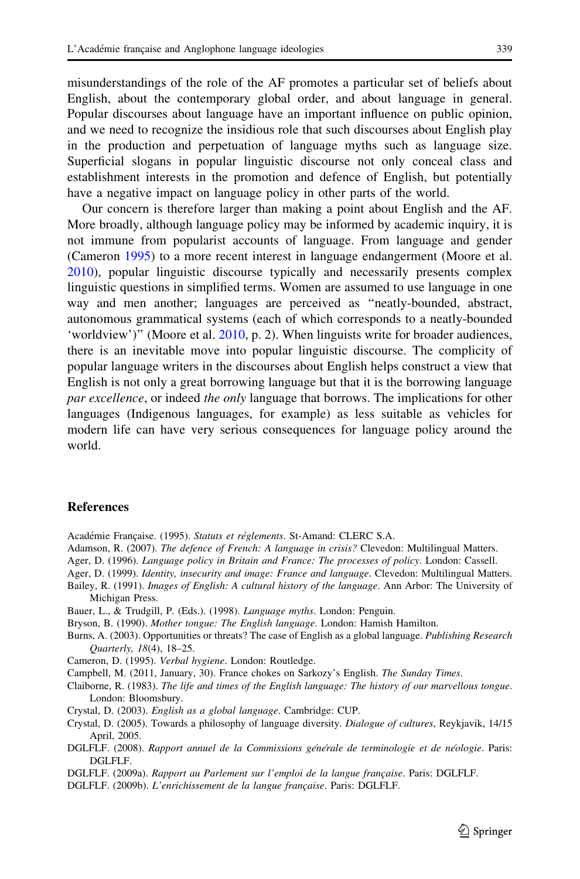misunderstandings of the role of the AF promotes a particular set of beliefs about English, about the contemporary global order, and about language in general. Popular discourses about language have an important influence on public opinion, and we need to recognize the insidious role that such discourses about English play in the production and perpetuation of language myths such as language size. Superficial slogans in popular linguistic discourse not only conceal class and establishment interests in the promotion and defence of English, but potentially have a negative impact on language policy in other parts of the world.

Our concern is therefore larger than making a point about English and the AF. More broadly, although language policy may be informed by academic inquiry, it is not immune from popularist accounts of language. From language and gender (Cameron 1995) to a more recent interest in language endangerment (Moore et al. 2010), popular linguistic discourse typically and necessarily presents complex linguistic questions in simplified terms. Women are assumed to use language in one way and men another; languages are perceived as "neatly-bounded, abstract, autonomous grammatical systems (each of which corresponds to a neatly-bounded 'worldview')" (Moore et al. 2010, p. 2). When linguists write for broader audiences, there is an inevitable move into popular linguistic discourse. The complicity of popular language writers in the discourses about English helps construct a view that English is not only a great borrowing language but that it is the borrowing language *par excellence*, or indeed *the only* language that borrows. The implications for other languages (Indigenous languages, for example) as less suitable as vehicles for modern life can have very serious consequences for language policy around the world.

## References

Académie Française. (1995). *Statuts et règlements*. St-Amand: CLERC S.A.

Adamson, R. (2007). *The defence of French: A language in crisis?* Clevedon: Multilingual Matters.

Ager, D. (1996). *Language policy in Britain and France: The processes of policy*. London: Cassell.

Ager, D. (1999). *Identity, insecurity and image: France and language*. Clevedon: Multilingual Matters.

Bailey, R. (1991). *Images of English: A cultural history of the language*. Ann Arbor: The University of Michigan Press.

Bauer, L., & Trudgill, P. (Eds.). (1998). *Language myths*. London: Penguin.

Bryson, B. (1990). *Mother tongue: The English language*. London: Hamish Hamilton.

Burns, A. (2003). Opportunities or threats? The case of English as a global language. *Publishing Research Quarterly, 18*(4), 18–25.

Cameron, D. (1995). *Verbal hygiene*. London: Routledge.

Campbell, M. (2011, January, 30). France chokes on Sarkozy's English. *The Sunday Times*.

Claiborne, R. (1983). *The life and times of the English language: The history of our marvellous tongue*. London: Bloomsbury.

Crystal, D. (2003). *English as a global language*. Cambridge: CUP.

Crystal, D. (2005). Towards a philosophy of language diversity. *Dialogue of cultures*, Reykjavik, 14/15 April, 2005.

DGLFLF. (2008). *Rapport annuel de la Commissions générale de terminologie et de néologie*. Paris: DGLFLF.

DGLFLF. (2009a). *Rapport au Parlement sur l'emploi de la langue française*. Paris: DGLFLF.

DGLFLF. (2009b). *L'enrichissement de la langue française*. Paris: DGLFLF.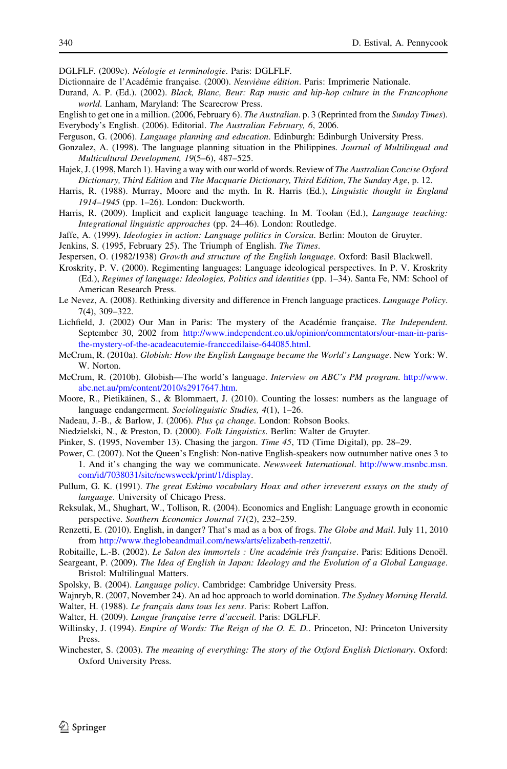DGLFLF. (2009c). *Néologie et terminologie*. Paris: DGLFLF.

Dictionnaire de l'Académie française. (2000). *Neuvième édition*. Paris: Imprimerie Nationale.

Durand, A. P. (Ed.). (2002). *Black, Blanc, Beur: Rap music and hip-hop culture in the Francophone world*. Lanham, Maryland: The Scarecrow Press.

English to get one in a million. (2006, February 6). *The Australian*. p. 3 (Reprinted from the *Sunday Times*).

Everybody's English. (2006). Editorial. *The Australian February, 6*, 2006.

Ferguson, G. (2006). *Language planning and education*. Edinburgh: Edinburgh University Press.

Gonzalez, A. (1998). The language planning situation in the Philippines. *Journal of Multilingual and Multicultural Development, 19*(5–6), 487–525.

Hajek, J. (1998, March 1). Having a way with our world of words. Review of *The Australian Concise Oxford Dictionary, Third Edition* and *The Macquarie Dictionary, Third Edition*, *The Sunday Age*, p. 12.

Harris, R. (1988). Murray, Moore and the myth. In R. Harris (Ed.), *Linguistic thought in England 1914–1945* (pp. 1–26). London: Duckworth.

Harris, R. (2009). Implicit and explicit language teaching. In M. Toolan (Ed.), *Language teaching: Integrational linguistic approaches* (pp. 24–46). London: Routledge.

Jaffe, A. (1999). *Ideologies in action: Language politics in Corsica*. Berlin: Mouton de Gruyter.

Jenkins, S. (1995, February 25). The Triumph of English. *The Times*.

Jespersen, O. (1982/1938) *Growth and structure of the English language*. Oxford: Basil Blackwell.

Kroskrity, P. V. (2000). Regimenting languages: Language ideological perspectives. In P. V. Kroskrity (Ed.), *Regimes of language: Ideologies, Politics and identities* (pp. 1–34). Santa Fe, NM: School of American Research Press.

Le Nevez, A. (2008). Rethinking diversity and difference in French language practices. *Language Policy*. 7(4), 309–322.

Lichfield, J. (2002) Our Man in Paris: The mystery of the Académie française. *The Independent.* September 30, 2002 from http://www.independent.co.uk/opinion/commentators/our-man-in-paris-the-mystery-of-the-acadeacutemie-franccedilaise-644085.html.

McCrum, R. (2010a). *Globish: How the English Language became the World's Language*. New York: W. W. Norton.

McCrum, R. (2010b). Globish—The world's language. *Interview on ABC's PM program*. http://www.abc.net.au/pm/content/2010/s2917647.htm.

Moore, R., Pietikäinen, S., & Blommaert, J. (2010). Counting the losses: numbers as the language of language endangerment. *Sociolinguistic Studies, 4*(1), 1–26.

Nadeau, J.-B., & Barlow, J. (2006). *Plus ça change*. London: Robson Books.

Niedzielski, N., & Preston, D. (2000). *Folk Linguistics*. Berlin: Walter de Gruyter.

Pinker, S. (1995, November 13). Chasing the jargon. *Time 45*, TD (Time Digital), pp. 28–29.

Power, C. (2007). Not the Queen's English: Non-native English-speakers now outnumber native ones 3 to 1. And it's changing the way we communicate. *Newsweek International*. http://www.msnbc.msn.com/id/7038031/site/newsweek/print/1/display.

Pullum, G. K. (1991). *The great Eskimo vocabulary Hoax and other irreverent essays on the study of language*. University of Chicago Press.

Reksulak, M., Shughart, W., Tollison, R. (2004). Economics and English: Language growth in economic perspective. *Southern Economics Journal 71*(2), 232–259.

Renzetti, E. (2010). English, in danger? That's mad as a box of frogs. *The Globe and Mail*. July 11, 2010 from http://www.theglobeandmail.com/news/arts/elizabeth-renzetti/.

Robitaille, L.-B. (2002). *Le Salon des immortels : Une académie très française*. Paris: Editions Denoël.

Seargeant, P. (2009). *The Idea of English in Japan: Ideology and the Evolution of a Global Language*. Bristol: Multilingual Matters.

Spolsky, B. (2004). *Language policy*. Cambridge: Cambridge University Press.

Wajnryb, R. (2007, November 24). An ad hoc approach to world domination. *The Sydney Morning Herald.*

Walter, H. (1988). *Le français dans tous les sens*. Paris: Robert Laffon.

Walter, H. (2009). *Langue française terre d'accueil*. Paris: DGLFLF.

Willinsky, J. (1994). *Empire of Words: The Reign of the O. E. D.*. Princeton, NJ: Princeton University Press.

Winchester, S. (2003). *The meaning of everything: The story of the Oxford English Dictionary*. Oxford: Oxford University Press.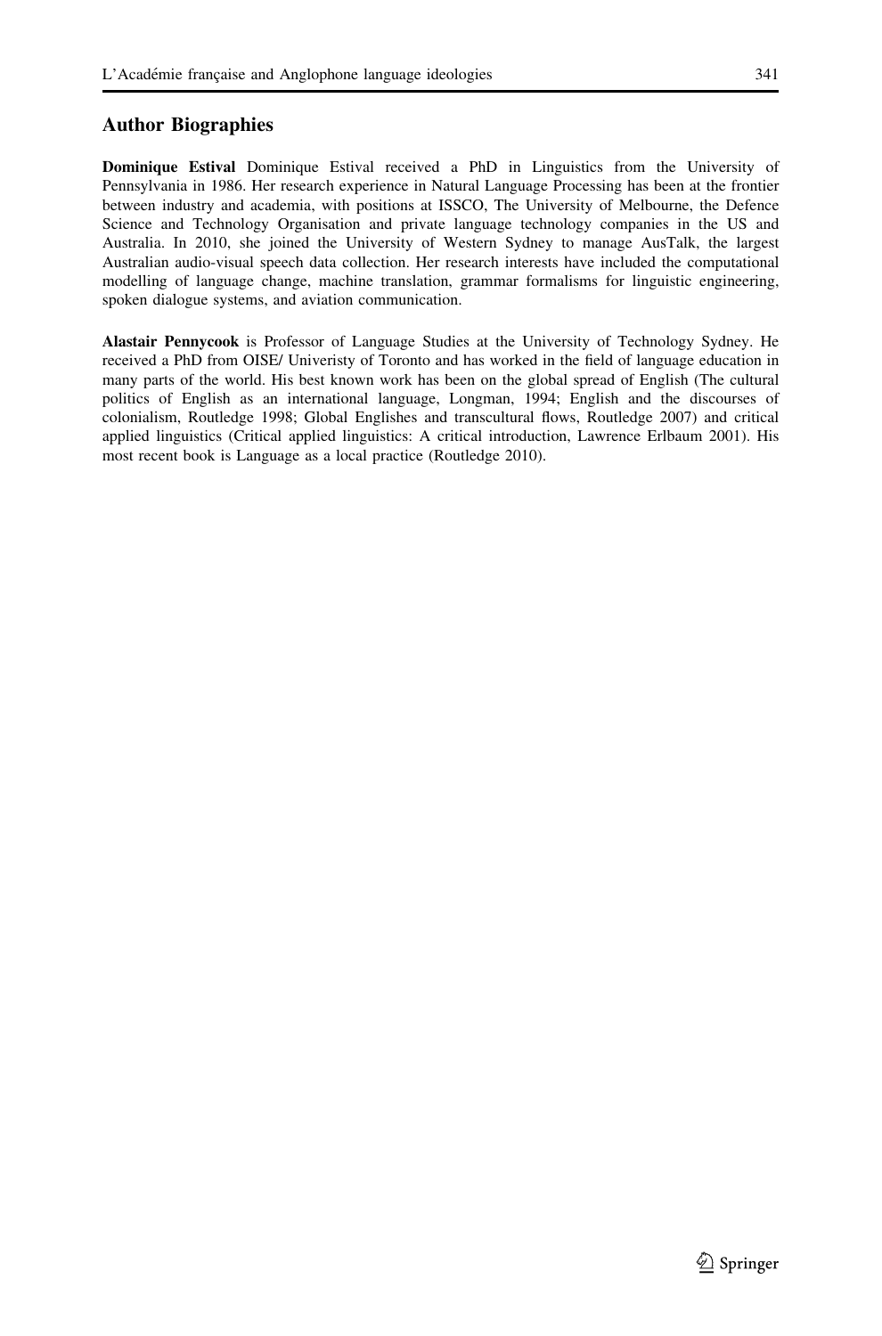## Author Biographies

**Dominique Estival** Dominique Estival received a PhD in Linguistics from the University of Pennsylvania in 1986. Her research experience in Natural Language Processing has been at the frontier between industry and academia, with positions at ISSCO, The University of Melbourne, the Defence Science and Technology Organisation and private language technology companies in the US and Australia. In 2010, she joined the University of Western Sydney to manage AusTalk, the largest Australian audio-visual speech data collection. Her research interests have included the computational modelling of language change, machine translation, grammar formalisms for linguistic engineering, spoken dialogue systems, and aviation communication.

**Alastair Pennycook** is Professor of Language Studies at the University of Technology Sydney. He received a PhD from OISE/ Univeristy of Toronto and has worked in the field of language education in many parts of the world. His best known work has been on the global spread of English (The cultural politics of English as an international language, Longman, 1994; English and the discourses of colonialism, Routledge 1998; Global Englishes and transcultural flows, Routledge 2007) and critical applied linguistics (Critical applied linguistics: A critical introduction, Lawrence Erlbaum 2001). His most recent book is Language as a local practice (Routledge 2010).